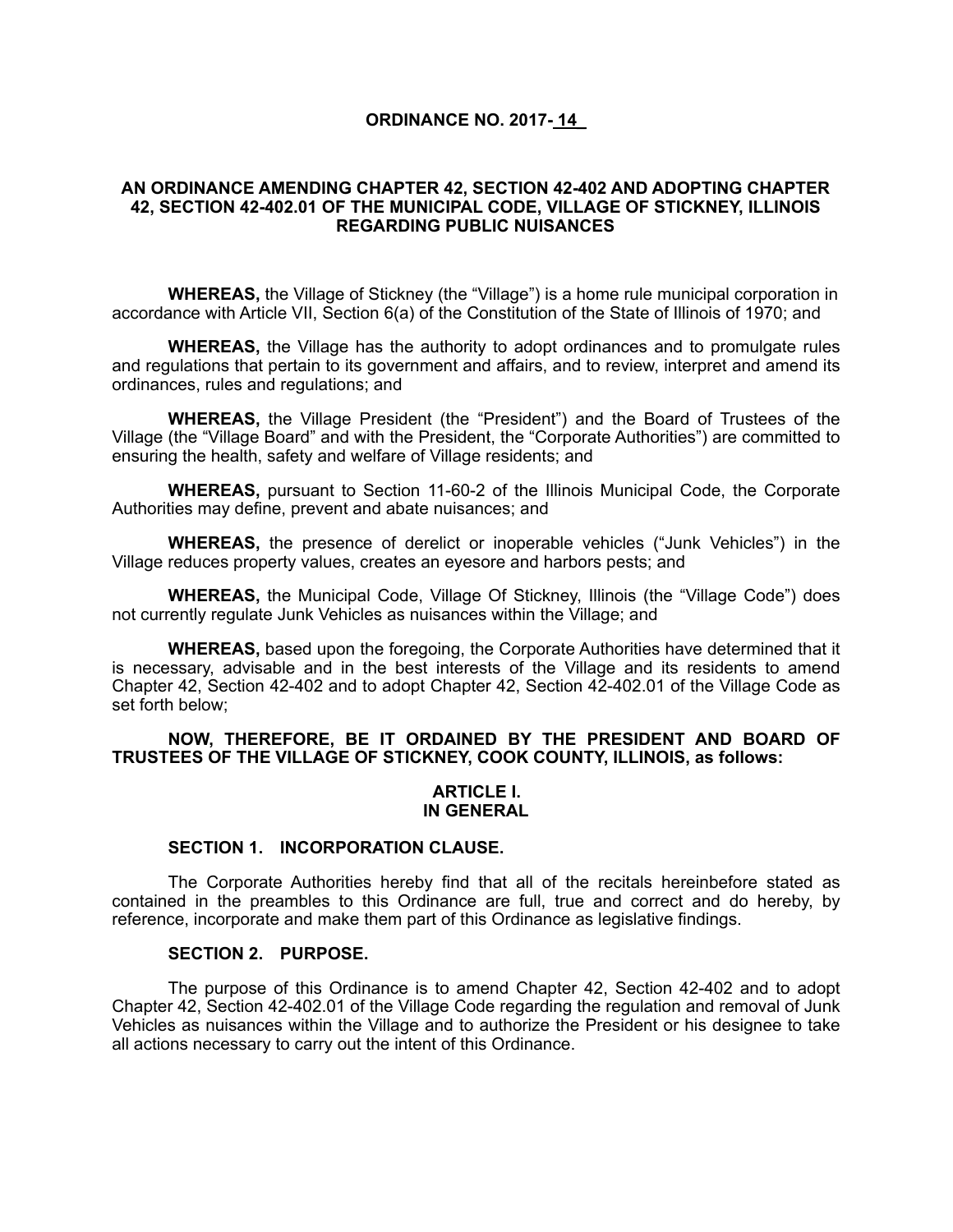# ORDINANCE NO. 2017-14

## AN ORDINANCE AMENDING CHAPTER 42, SECTION 42-402 AND ADOPTING CHAPTER 42, SECTION 42-402.01 OF THE MUNICIPAL CODE, VILLAGE OF STICKNEY, ILLINOIS REGARDING PUBLIC NUISANCES

**WHEREAS,** the Village of Stickney (the "Village") is a home rule municipal corporation in accordance with Article VII, Section 6(a) of the Constitution of the State of Illinois of 1970; and

**WHEREAS,** the Village has the authority to adopt ordinances and to promulgate rules and regulations that pertain to its government and affairs, and to review, interpret and amend its ordinances, rules and regulations; and

**WHEREAS,** the Village President (the "President") and the Board of Trustees of the Village (the "Village Board" and with the President, the "Corporate Authorities") are committed to ensuring the health, safety and welfare of Village residents; and

**WHEREAS,** pursuant to Section 11-60-2 of the Illinois Municipal Code, the Corporate Authorities may define, prevent and abate nuisances; and

**WHEREAS,** the presence of derelict or inoperable vehicles ("Junk Vehicles") in the Village reduces property values, creates an eyesore and harbors pests; and

**WHEREAS,** the Municipal Code, Village Of Stickney, Illinois (the "Village Code") does not currently regulate Junk Vehicles as nuisances within the Village; and

**WHEREAS,** based upon the foregoing, the Corporate Authorities have determined that it is necessary, advisable and in the best interests of the Village and its residents to amend Chapter 42, Section 42-402 and to adopt Chapter 42, Section 42-402.01 of the Village Code as set forth below;

**NOW, THEREFORE, BE IT ORDAINED BY THE PRESIDENT AND BOARD OF TRUSTEES OF THE VILLAGE OF STICKNEY, COOK COUNTY, ILLINOIS, as follows:**

## ARTICLE I.
## IN GENERAL

### SECTION 1. INCORPORATION CLAUSE.

The Corporate Authorities hereby find that all of the recitals hereinbefore stated as contained in the preambles to this Ordinance are full, true and correct and do hereby, by reference, incorporate and make them part of this Ordinance as legislative findings.

### SECTION 2. PURPOSE.

The purpose of this Ordinance is to amend Chapter 42, Section 42-402 and to adopt Chapter 42, Section 42-402.01 of the Village Code regarding the regulation and removal of Junk Vehicles as nuisances within the Village and to authorize the President or his designee to take all actions necessary to carry out the intent of this Ordinance.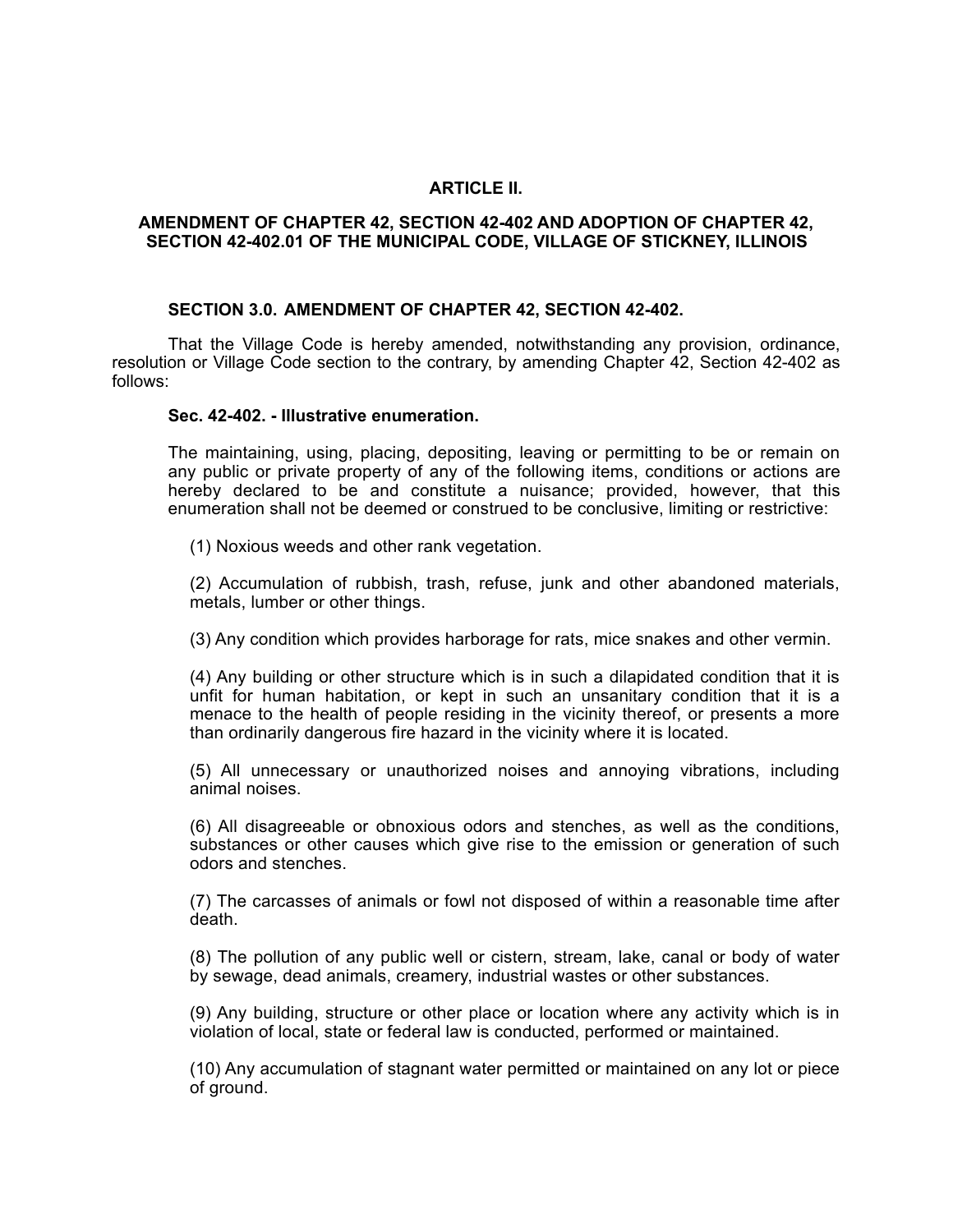## ARTICLE II.

### AMENDMENT OF CHAPTER 42, SECTION 42-402 AND ADOPTION OF CHAPTER 42, SECTION 42-402.01 OF THE MUNICIPAL CODE, VILLAGE OF STICKNEY, ILLINOIS

**SECTION 3.0. AMENDMENT OF CHAPTER 42, SECTION 42-402.**

That the Village Code is hereby amended, notwithstanding any provision, ordinance, resolution or Village Code section to the contrary, by amending Chapter 42, Section 42-402 as follows:

**Sec. 42-402. - Illustrative enumeration.**

The maintaining, using, placing, depositing, leaving or permitting to be or remain on any public or private property of any of the following items, conditions or actions are hereby declared to be and constitute a nuisance; provided, however, that this enumeration shall not be deemed or construed to be conclusive, limiting or restrictive:

(1) Noxious weeds and other rank vegetation.

(2) Accumulation of rubbish, trash, refuse, junk and other abandoned materials, metals, lumber or other things.

(3) Any condition which provides harborage for rats, mice snakes and other vermin.

(4) Any building or other structure which is in such a dilapidated condition that it is unfit for human habitation, or kept in such an unsanitary condition that it is a menace to the health of people residing in the vicinity thereof, or presents a more than ordinarily dangerous fire hazard in the vicinity where it is located.

(5) All unnecessary or unauthorized noises and annoying vibrations, including animal noises.

(6) All disagreeable or obnoxious odors and stenches, as well as the conditions, substances or other causes which give rise to the emission or generation of such odors and stenches.

(7) The carcasses of animals or fowl not disposed of within a reasonable time after death.

(8) The pollution of any public well or cistern, stream, lake, canal or body of water by sewage, dead animals, creamery, industrial wastes or other substances.

(9) Any building, structure or other place or location where any activity which is in violation of local, state or federal law is conducted, performed or maintained.

(10) Any accumulation of stagnant water permitted or maintained on any lot or piece of ground.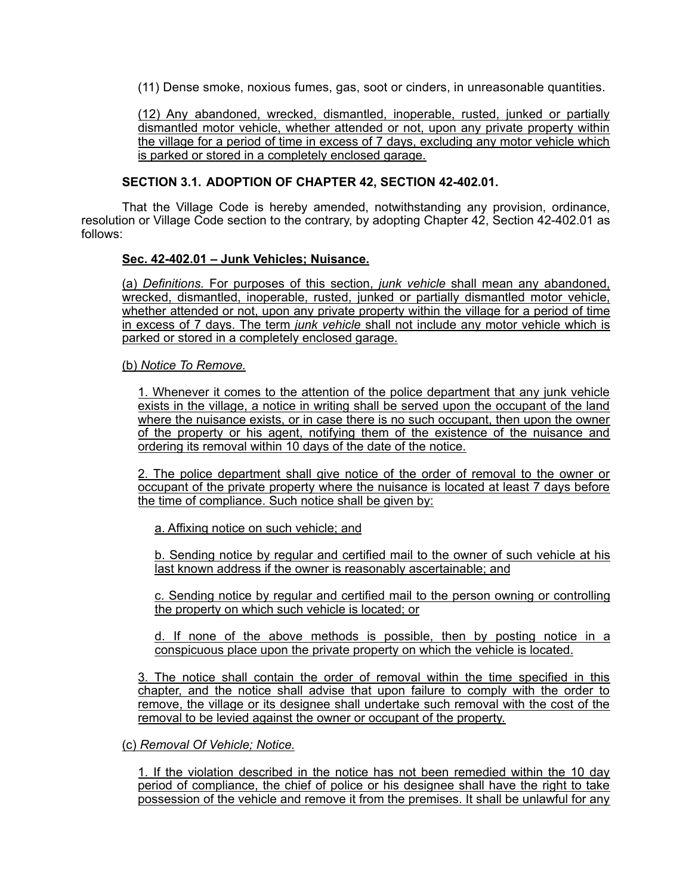(11) Dense smoke, noxious fumes, gas, soot or cinders, in unreasonable quantities.

(12) Any abandoned, wrecked, dismantled, inoperable, rusted, junked or partially dismantled motor vehicle, whether attended or not, upon any private property within the village for a period of time in excess of 7 days, excluding any motor vehicle which is parked or stored in a completely enclosed garage.

**SECTION 3.1. ADOPTION OF CHAPTER 42, SECTION 42-402.01.**

That the Village Code is hereby amended, notwithstanding any provision, ordinance, resolution or Village Code section to the contrary, by adopting Chapter 42, Section 42-402.01 as follows:

**Sec. 42-402.01 – Junk Vehicles; Nuisance.**

(a) *Definitions.* For purposes of this section, *junk vehicle* shall mean any abandoned, wrecked, dismantled, inoperable, rusted, junked or partially dismantled motor vehicle, whether attended or not, upon any private property within the village for a period of time in excess of 7 days. The term *junk vehicle* shall not include any motor vehicle which is parked or stored in a completely enclosed garage.

(b) *Notice To Remove.*

1. Whenever it comes to the attention of the police department that any junk vehicle exists in the village, a notice in writing shall be served upon the occupant of the land where the nuisance exists, or in case there is no such occupant, then upon the owner of the property or his agent, notifying them of the existence of the nuisance and ordering its removal within 10 days of the date of the notice.

2. The police department shall give notice of the order of removal to the owner or occupant of the private property where the nuisance is located at least 7 days before the time of compliance. Such notice shall be given by:

a. Affixing notice on such vehicle; and

b. Sending notice by regular and certified mail to the owner of such vehicle at his last known address if the owner is reasonably ascertainable; and

c. Sending notice by regular and certified mail to the person owning or controlling the property on which such vehicle is located; or

d. If none of the above methods is possible, then by posting notice in a conspicuous place upon the private property on which the vehicle is located.

3. The notice shall contain the order of removal within the time specified in this chapter, and the notice shall advise that upon failure to comply with the order to remove, the village or its designee shall undertake such removal with the cost of the removal to be levied against the owner or occupant of the property.

(c) *Removal Of Vehicle; Notice.*

1. If the violation described in the notice has not been remedied within the 10 day period of compliance, the chief of police or his designee shall have the right to take possession of the vehicle and remove it from the premises. It shall be unlawful for any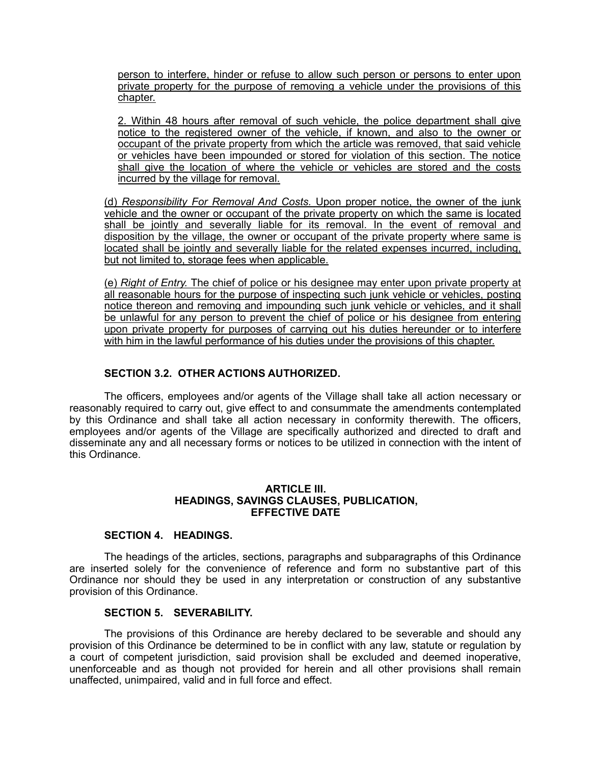person to interfere, hinder or refuse to allow such person or persons to enter upon private property for the purpose of removing a vehicle under the provisions of this chapter.

2. Within 48 hours after removal of such vehicle, the police department shall give notice to the registered owner of the vehicle, if known, and also to the owner or occupant of the private property from which the article was removed, that said vehicle or vehicles have been impounded or stored for violation of this section. The notice shall give the location of where the vehicle or vehicles are stored and the costs incurred by the village for removal.

(d) *Responsibility For Removal And Costs.* Upon proper notice, the owner of the junk vehicle and the owner or occupant of the private property on which the same is located shall be jointly and severally liable for its removal. In the event of removal and disposition by the village, the owner or occupant of the private property where same is located shall be jointly and severally liable for the related expenses incurred, including, but not limited to, storage fees when applicable.

(e) *Right of Entry.* The chief of police or his designee may enter upon private property at all reasonable hours for the purpose of inspecting such junk vehicle or vehicles, posting notice thereon and removing and impounding such junk vehicle or vehicles, and it shall be unlawful for any person to prevent the chief of police or his designee from entering upon private property for purposes of carrying out his duties hereunder or to interfere with him in the lawful performance of his duties under the provisions of this chapter.

**SECTION 3.2. OTHER ACTIONS AUTHORIZED.**

The officers, employees and/or agents of the Village shall take all action necessary or reasonably required to carry out, give effect to and consummate the amendments contemplated by this Ordinance and shall take all action necessary in conformity therewith. The officers, employees and/or agents of the Village are specifically authorized and directed to draft and disseminate any and all necessary forms or notices to be utilized in connection with the intent of this Ordinance.

## ARTICLE III.
## HEADINGS, SAVINGS CLAUSES, PUBLICATION, EFFECTIVE DATE

**SECTION 4. HEADINGS.**

The headings of the articles, sections, paragraphs and subparagraphs of this Ordinance are inserted solely for the convenience of reference and form no substantive part of this Ordinance nor should they be used in any interpretation or construction of any substantive provision of this Ordinance.

**SECTION 5. SEVERABILITY.**

The provisions of this Ordinance are hereby declared to be severable and should any provision of this Ordinance be determined to be in conflict with any law, statute or regulation by a court of competent jurisdiction, said provision shall be excluded and deemed inoperative, unenforceable and as though not provided for herein and all other provisions shall remain unaffected, unimpaired, valid and in full force and effect.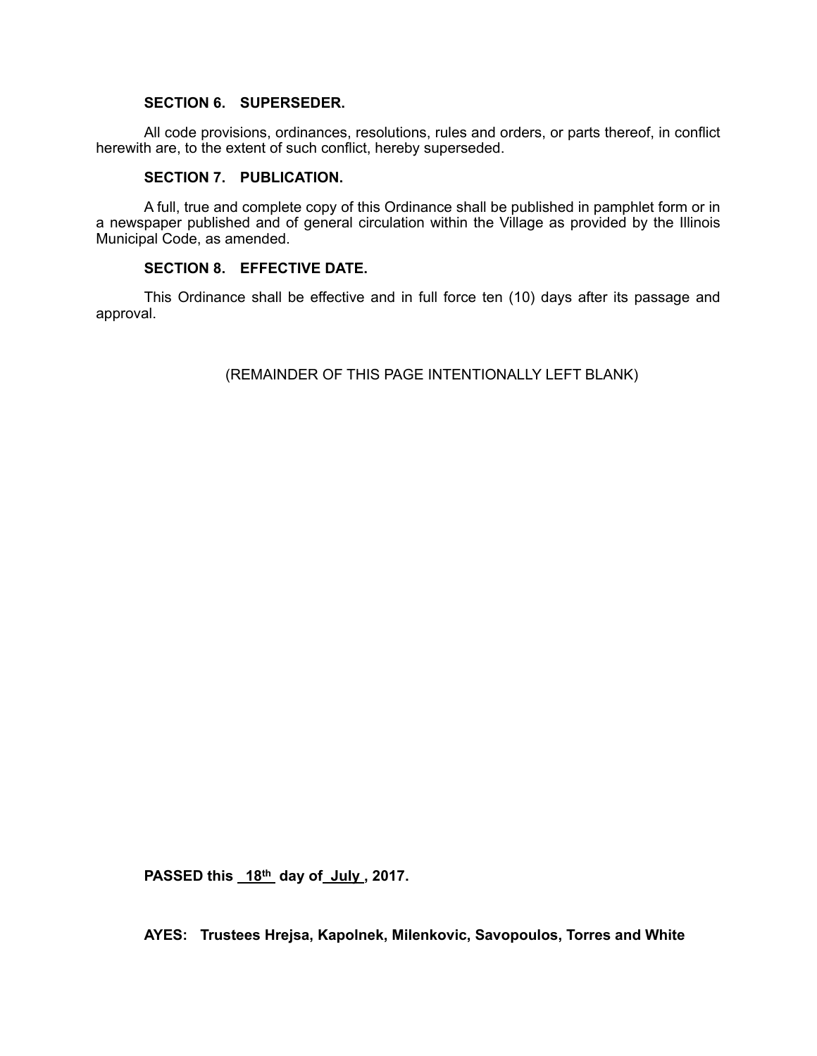**SECTION 6. SUPERSEDER.**

All code provisions, ordinances, resolutions, rules and orders, or parts thereof, in conflict herewith are, to the extent of such conflict, hereby superseded.

**SECTION 7. PUBLICATION.**

A full, true and complete copy of this Ordinance shall be published in pamphlet form or in a newspaper published and of general circulation within the Village as provided by the Illinois Municipal Code, as amended.

**SECTION 8. EFFECTIVE DATE.**

This Ordinance shall be effective and in full force ten (10) days after its passage and approval.

(REMAINDER OF THIS PAGE INTENTIONALLY LEFT BLANK)

**PASSED this 18th day of July, 2017.**

**AYES: Trustees Hrejsa, Kapolnek, Milenkovic, Savopoulos, Torres and White**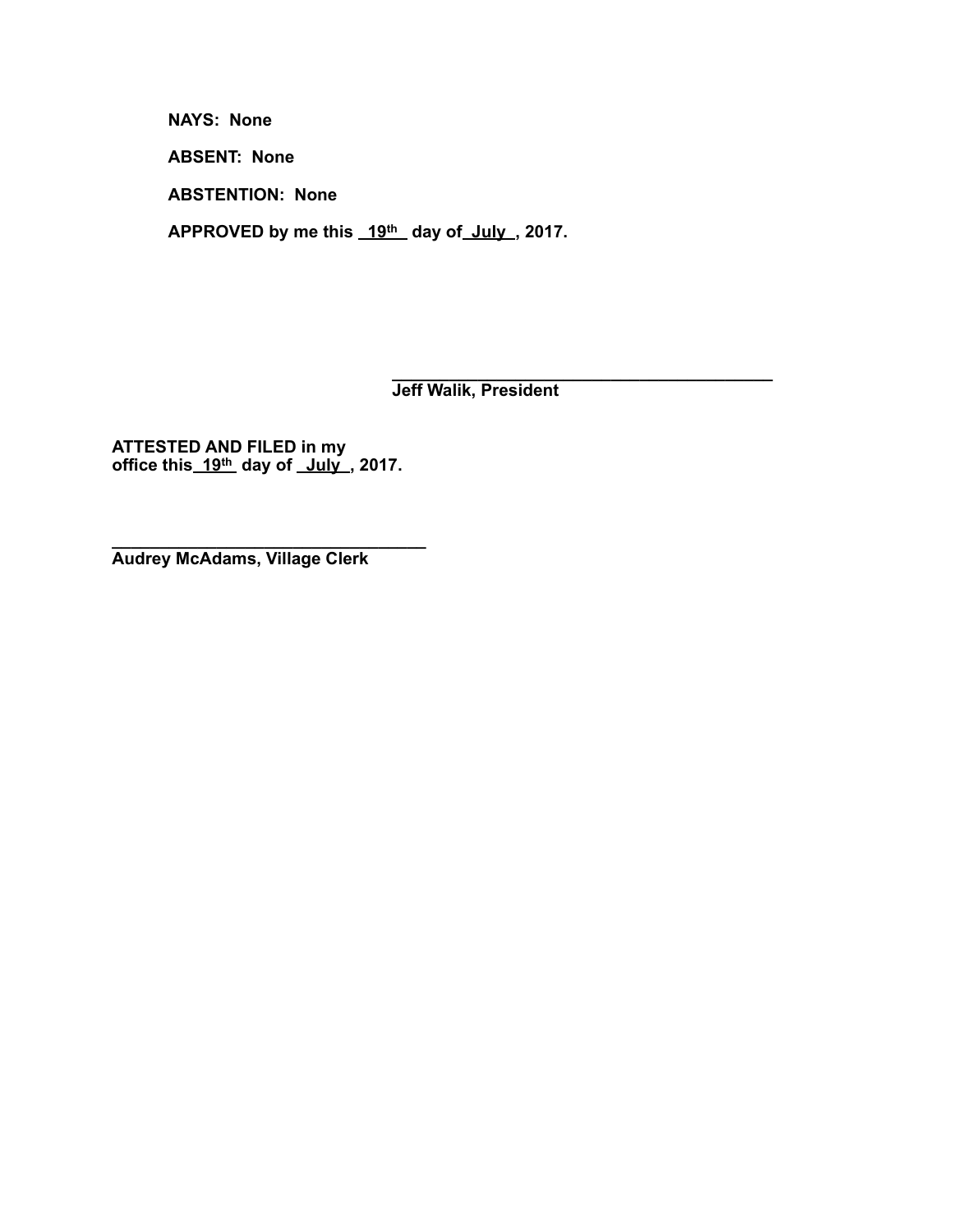**NAYS: None**

**ABSENT: None**

**ABSTENTION: None**

**APPROVED by me this 19th day of July, 2017.**

\_\_\_\_\_\_\_\_\_\_\_\_\_\_\_\_\_\_\_\_\_\_\_\_\_\_\_\_\_\_\_\_\_\_\_\_\_\_\_\_\_\_\_\_\_\_

**Jeff Walik, President**

**ATTESTED AND FILED in my office this 19th day of July, 2017.**

\_\_\_\_\_\_\_\_\_\_\_\_\_\_\_\_\_\_\_\_\_\_\_\_\_\_\_\_\_\_\_\_\_\_\_\_\_\_\_\_

**Audrey McAdams, Village Clerk**